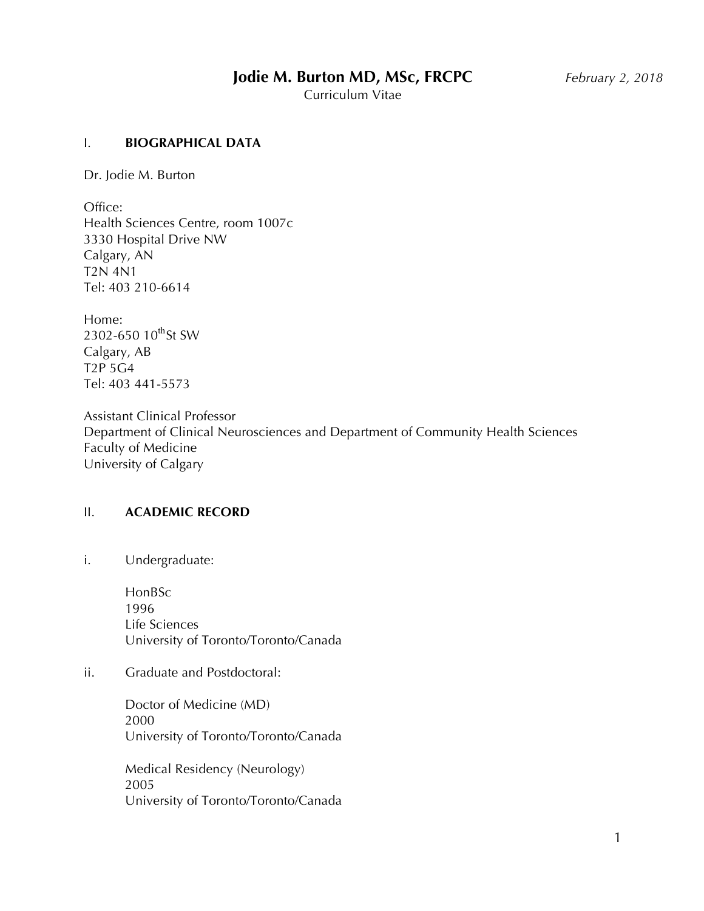# Jodie M. Burton MD, MSc, FRCPC

*February 2, 2018*

Curriculum Vitae

## I. BIOGRAPHICAL DATA

Dr. Jodie M. Burton

Office:
Health Sciences Centre, room 1007c
3330 Hospital Drive NW
Calgary, AN
T2N 4N1
Tel: 403 210-6614

Home:
2302-650 10$^{th}$St SW
Calgary, AB
T2P 5G4
Tel: 403 441-5573

Assistant Clinical Professor
Department of Clinical Neurosciences and Department of Community Health Sciences
Faculty of Medicine
University of Calgary

## II. ACADEMIC RECORD

i. Undergraduate:

HonBSc
1996
Life Sciences
University of Toronto/Toronto/Canada

ii. Graduate and Postdoctoral:

Doctor of Medicine (MD)
2000
University of Toronto/Toronto/Canada

Medical Residency (Neurology)
2005
University of Toronto/Toronto/Canada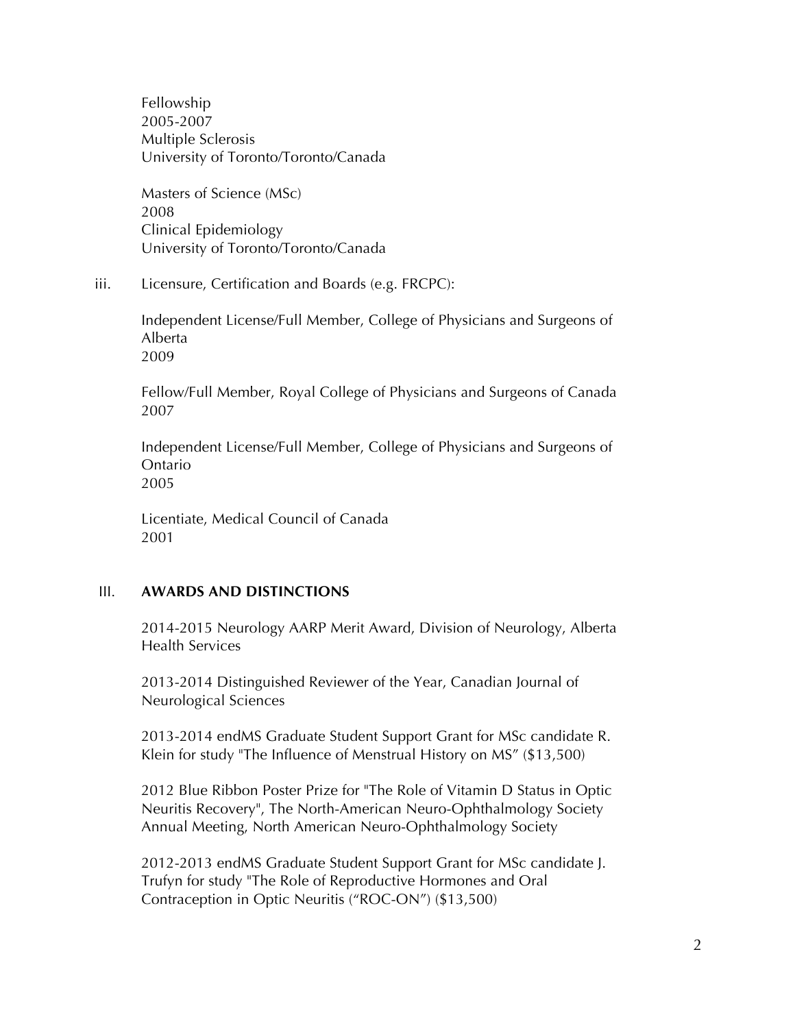Fellowship
2005-2007
Multiple Sclerosis
University of Toronto/Toronto/Canada

Masters of Science (MSc)
2008
Clinical Epidemiology
University of Toronto/Toronto/Canada

iii. Licensure, Certification and Boards (e.g. FRCPC):

Independent License/Full Member, College of Physicians and Surgeons of Alberta
2009

Fellow/Full Member, Royal College of Physicians and Surgeons of Canada
2007

Independent License/Full Member, College of Physicians and Surgeons of Ontario
2005

Licentiate, Medical Council of Canada
2001

## III. AWARDS AND DISTINCTIONS

2014-2015 Neurology AARP Merit Award, Division of Neurology, Alberta Health Services

2013-2014 Distinguished Reviewer of the Year, Canadian Journal of Neurological Sciences

2013-2014 endMS Graduate Student Support Grant for MSc candidate R. Klein for study "The Influence of Menstrual History on MS" ($13,500)

2012 Blue Ribbon Poster Prize for "The Role of Vitamin D Status in Optic Neuritis Recovery", The North-American Neuro-Ophthalmology Society Annual Meeting, North American Neuro-Ophthalmology Society

2012-2013 endMS Graduate Student Support Grant for MSc candidate J. Trufyn for study "The Role of Reproductive Hormones and Oral Contraception in Optic Neuritis ("ROC-ON") ($13,500)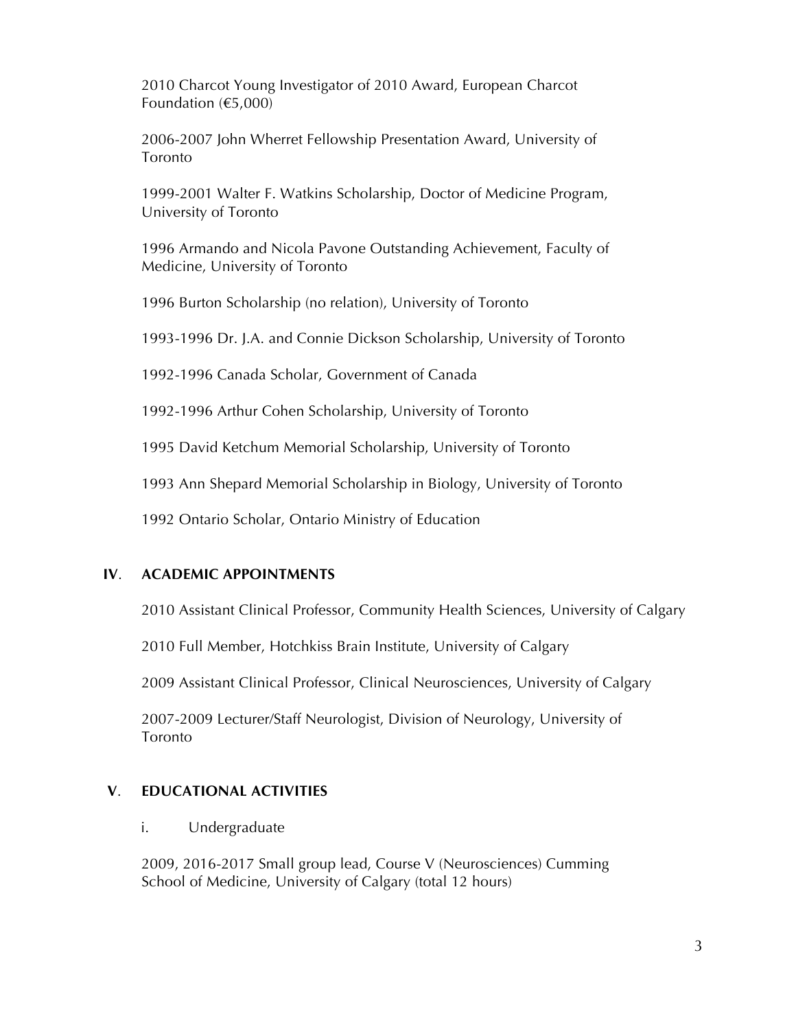2010 Charcot Young Investigator of 2010 Award, European Charcot Foundation (€5,000)

2006-2007 John Wherret Fellowship Presentation Award, University of Toronto

1999-2001 Walter F. Watkins Scholarship, Doctor of Medicine Program, University of Toronto

1996 Armando and Nicola Pavone Outstanding Achievement, Faculty of Medicine, University of Toronto

1996 Burton Scholarship (no relation), University of Toronto

1993-1996 Dr. J.A. and Connie Dickson Scholarship, University of Toronto

1992-1996 Canada Scholar, Government of Canada

1992-1996 Arthur Cohen Scholarship, University of Toronto

1995 David Ketchum Memorial Scholarship, University of Toronto

1993 Ann Shepard Memorial Scholarship in Biology, University of Toronto

1992 Ontario Scholar, Ontario Ministry of Education

## IV. ACADEMIC APPOINTMENTS

2010 Assistant Clinical Professor, Community Health Sciences, University of Calgary

2010 Full Member, Hotchkiss Brain Institute, University of Calgary

2009 Assistant Clinical Professor, Clinical Neurosciences, University of Calgary

2007-2009 Lecturer/Staff Neurologist, Division of Neurology, University of Toronto

## V. EDUCATIONAL ACTIVITIES

i. Undergraduate

2009, 2016-2017 Small group lead, Course V (Neurosciences) Cumming School of Medicine, University of Calgary (total 12 hours)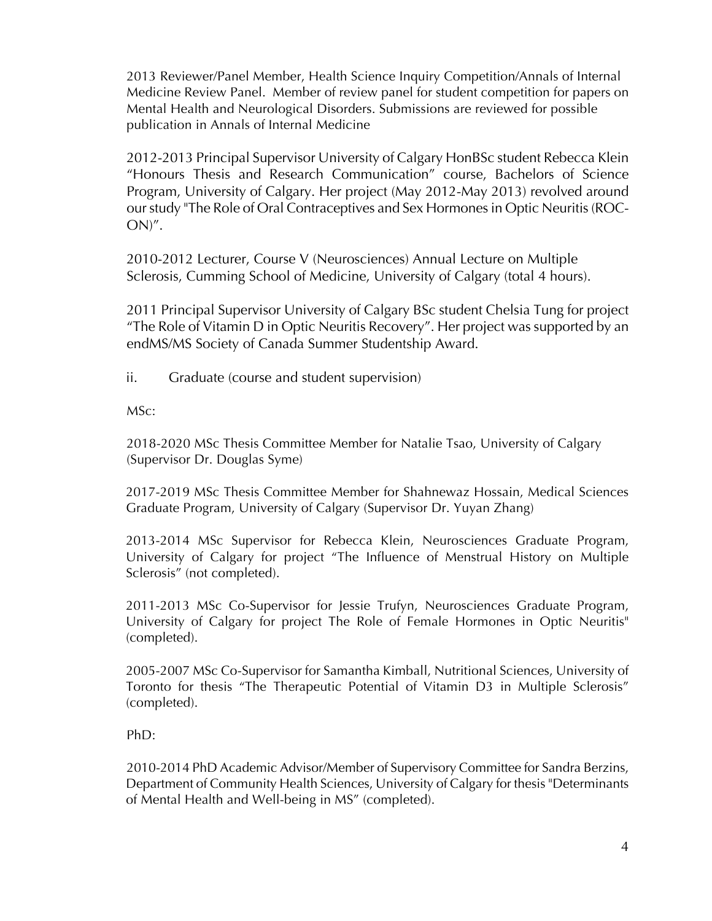2013 Reviewer/Panel Member, Health Science Inquiry Competition/Annals of Internal Medicine Review Panel. Member of review panel for student competition for papers on Mental Health and Neurological Disorders. Submissions are reviewed for possible publication in Annals of Internal Medicine

2012-2013 Principal Supervisor University of Calgary HonBSc student Rebecca Klein "Honours Thesis and Research Communication" course, Bachelors of Science Program, University of Calgary. Her project (May 2012-May 2013) revolved around our study "The Role of Oral Contraceptives and Sex Hormones in Optic Neuritis (ROC-ON)".

2010-2012 Lecturer, Course V (Neurosciences) Annual Lecture on Multiple Sclerosis, Cumming School of Medicine, University of Calgary (total 4 hours).

2011 Principal Supervisor University of Calgary BSc student Chelsia Tung for project "The Role of Vitamin D in Optic Neuritis Recovery". Her project was supported by an endMS/MS Society of Canada Summer Studentship Award.

ii. Graduate (course and student supervision)

MSc:

2018-2020 MSc Thesis Committee Member for Natalie Tsao, University of Calgary (Supervisor Dr. Douglas Syme)

2017-2019 MSc Thesis Committee Member for Shahnewaz Hossain, Medical Sciences Graduate Program, University of Calgary (Supervisor Dr. Yuyan Zhang)

2013-2014 MSc Supervisor for Rebecca Klein, Neurosciences Graduate Program, University of Calgary for project "The Influence of Menstrual History on Multiple Sclerosis" (not completed).

2011-2013 MSc Co-Supervisor for Jessie Trufyn, Neurosciences Graduate Program, University of Calgary for project The Role of Female Hormones in Optic Neuritis" (completed).

2005-2007 MSc Co-Supervisor for Samantha Kimball, Nutritional Sciences, University of Toronto for thesis "The Therapeutic Potential of Vitamin D3 in Multiple Sclerosis" (completed).

PhD:

2010-2014 PhD Academic Advisor/Member of Supervisory Committee for Sandra Berzins, Department of Community Health Sciences, University of Calgary for thesis "Determinants of Mental Health and Well-being in MS" (completed).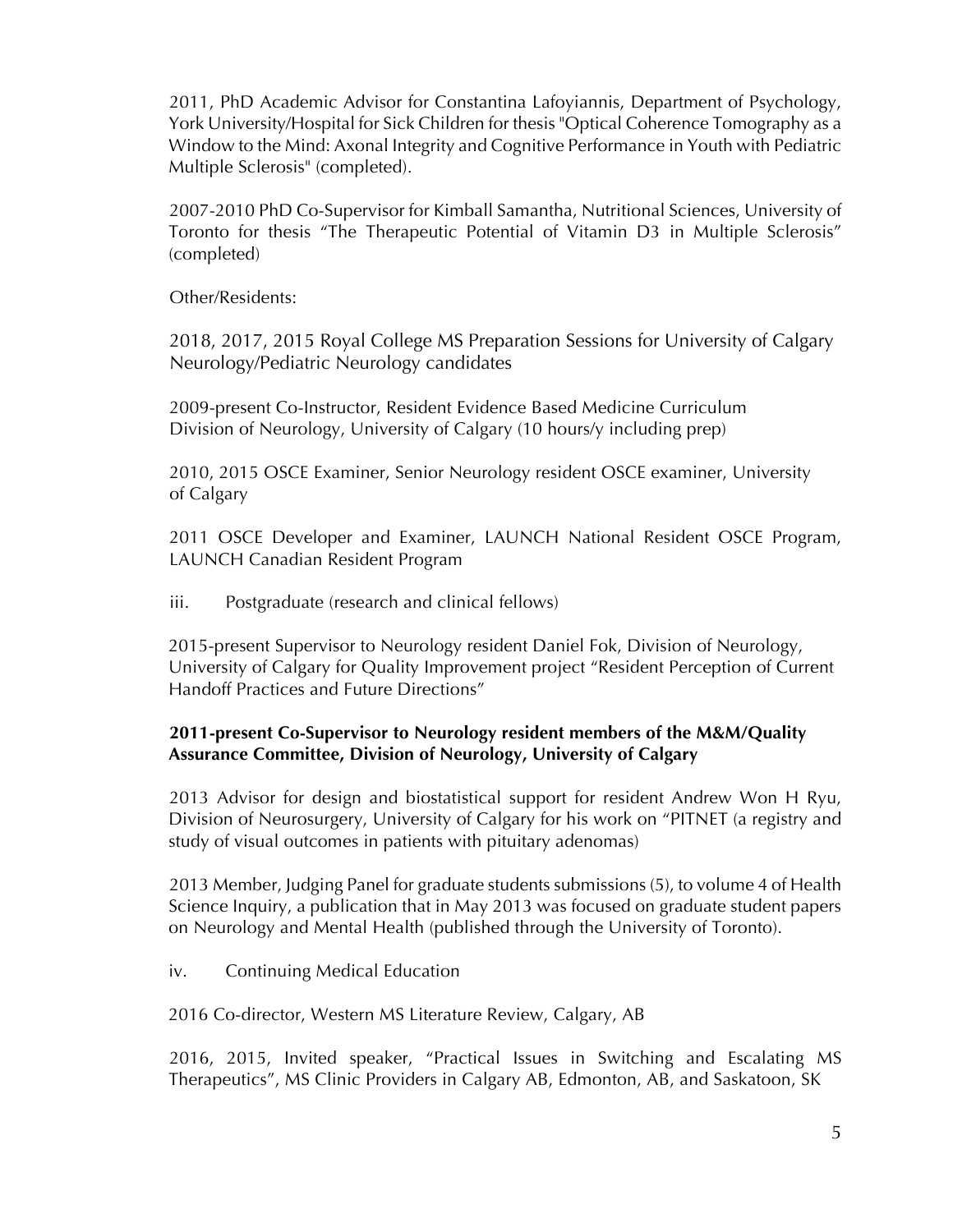2011, PhD Academic Advisor for Constantina Lafoyiannis, Department of Psychology, York University/Hospital for Sick Children for thesis "Optical Coherence Tomography as a Window to the Mind: Axonal Integrity and Cognitive Performance in Youth with Pediatric Multiple Sclerosis" (completed).

2007-2010 PhD Co-Supervisor for Kimball Samantha, Nutritional Sciences, University of Toronto for thesis "The Therapeutic Potential of Vitamin D3 in Multiple Sclerosis" (completed)

Other/Residents:

2018, 2017, 2015 Royal College MS Preparation Sessions for University of Calgary Neurology/Pediatric Neurology candidates

2009-present Co-Instructor, Resident Evidence Based Medicine Curriculum Division of Neurology, University of Calgary (10 hours/y including prep)

2010, 2015 OSCE Examiner, Senior Neurology resident OSCE examiner, University of Calgary

2011 OSCE Developer and Examiner, LAUNCH National Resident OSCE Program, LAUNCH Canadian Resident Program

iii. Postgraduate (research and clinical fellows)

2015-present Supervisor to Neurology resident Daniel Fok, Division of Neurology, University of Calgary for Quality Improvement project "Resident Perception of Current Handoff Practices and Future Directions"

**2011-present Co-Supervisor to Neurology resident members of the M&M/Quality Assurance Committee, Division of Neurology, University of Calgary**

2013 Advisor for design and biostatistical support for resident Andrew Won H Ryu, Division of Neurosurgery, University of Calgary for his work on "PITNET (a registry and study of visual outcomes in patients with pituitary adenomas)

2013 Member, Judging Panel for graduate students submissions (5), to volume 4 of Health Science Inquiry, a publication that in May 2013 was focused on graduate student papers on Neurology and Mental Health (published through the University of Toronto).

iv. Continuing Medical Education

2016 Co-director, Western MS Literature Review, Calgary, AB

2016, 2015, Invited speaker, "Practical Issues in Switching and Escalating MS Therapeutics", MS Clinic Providers in Calgary AB, Edmonton, AB, and Saskatoon, SK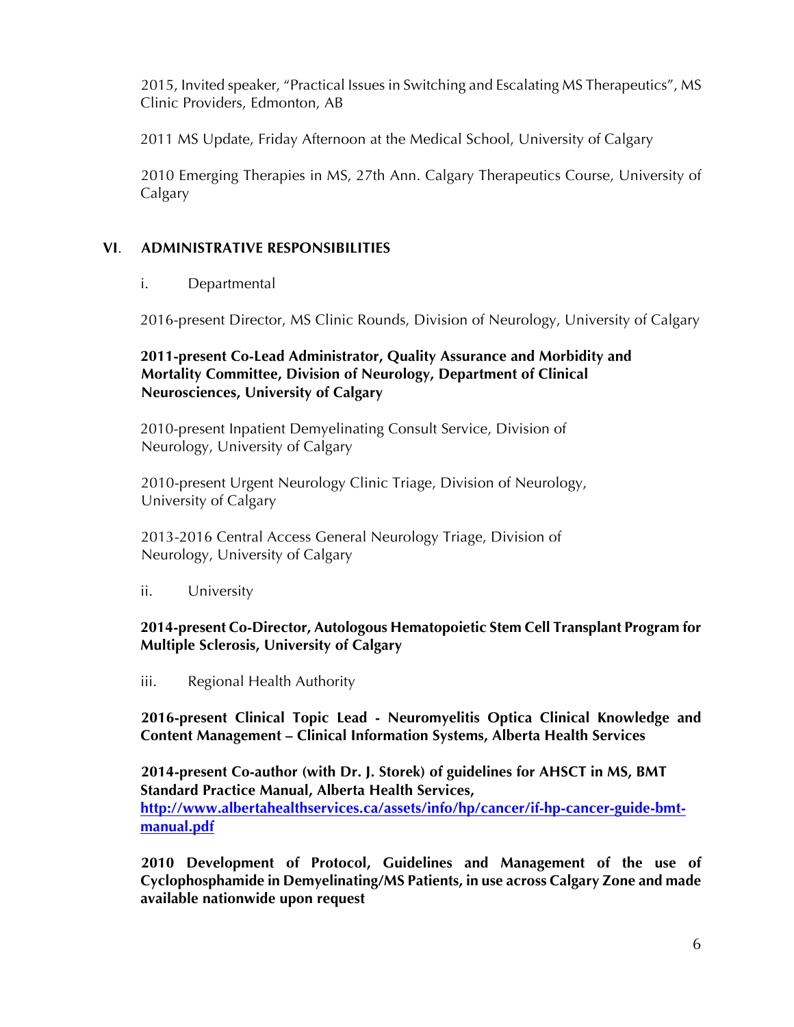2015, Invited speaker, "Practical Issues in Switching and Escalating MS Therapeutics", MS Clinic Providers, Edmonton, AB

2011 MS Update, Friday Afternoon at the Medical School, University of Calgary

2010 Emerging Therapies in MS, 27th Ann. Calgary Therapeutics Course, University of Calgary

## VI. ADMINISTRATIVE RESPONSIBILITIES

i. Departmental

2016-present Director, MS Clinic Rounds, Division of Neurology, University of Calgary

**2011-present Co-Lead Administrator, Quality Assurance and Morbidity and Mortality Committee, Division of Neurology, Department of Clinical Neurosciences, University of Calgary**

2010-present Inpatient Demyelinating Consult Service, Division of Neurology, University of Calgary

2010-present Urgent Neurology Clinic Triage, Division of Neurology, University of Calgary

2013-2016 Central Access General Neurology Triage, Division of Neurology, University of Calgary

ii. University

**2014-present Co-Director, Autologous Hematopoietic Stem Cell Transplant Program for Multiple Sclerosis, University of Calgary**

iii. Regional Health Authority

**2016-present Clinical Topic Lead - Neuromyelitis Optica Clinical Knowledge and Content Management – Clinical Information Systems, Alberta Health Services**

**2014-present Co-author (with Dr. J. Storek) of guidelines for AHSCT in MS, BMT Standard Practice Manual, Alberta Health Services, [http://www.albertahealthservices.ca/assets/info/hp/cancer/if-hp-cancer-guide-bmt-manual.pdf](http://www.albertahealthservices.ca/assets/info/hp/cancer/if-hp-cancer-guide-bmt-manual.pdf)**

**2010 Development of Protocol, Guidelines and Management of the use of Cyclophosphamide in Demyelinating/MS Patients, in use across Calgary Zone and made available nationwide upon request**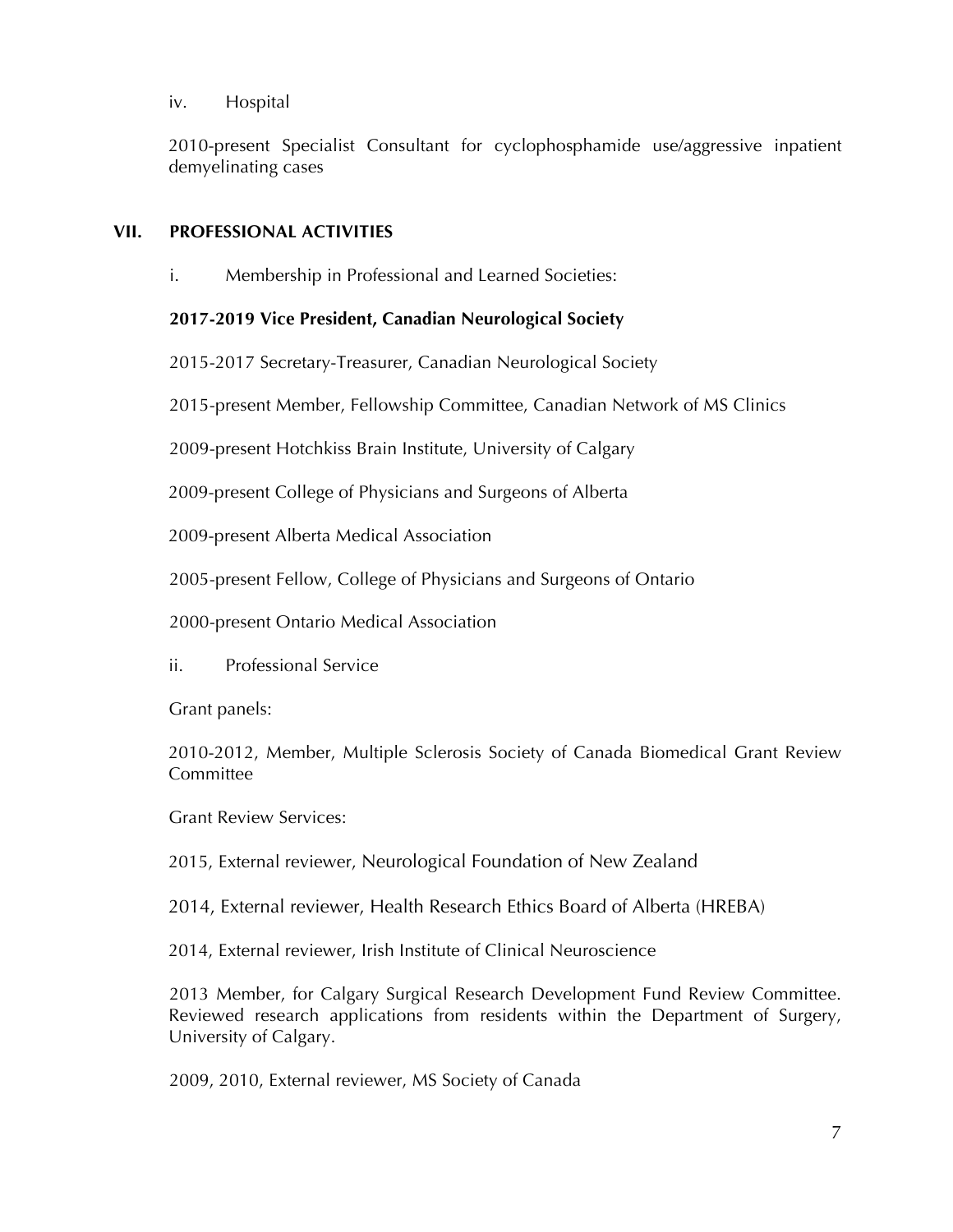iv. Hospital

2010-present Specialist Consultant for cyclophosphamide use/aggressive inpatient demyelinating cases

## VII. PROFESSIONAL ACTIVITIES

i. Membership in Professional and Learned Societies:

**2017-2019 Vice President, Canadian Neurological Society**

2015-2017 Secretary-Treasurer, Canadian Neurological Society

2015-present Member, Fellowship Committee, Canadian Network of MS Clinics

2009-present Hotchkiss Brain Institute, University of Calgary

2009-present College of Physicians and Surgeons of Alberta

2009-present Alberta Medical Association

2005-present Fellow, College of Physicians and Surgeons of Ontario

2000-present Ontario Medical Association

ii. Professional Service

Grant panels:

2010-2012, Member, Multiple Sclerosis Society of Canada Biomedical Grant Review Committee

Grant Review Services:

2015, External reviewer, Neurological Foundation of New Zealand

2014, External reviewer, Health Research Ethics Board of Alberta (HREBA)

2014, External reviewer, Irish Institute of Clinical Neuroscience

2013 Member, for Calgary Surgical Research Development Fund Review Committee. Reviewed research applications from residents within the Department of Surgery, University of Calgary.

2009, 2010, External reviewer, MS Society of Canada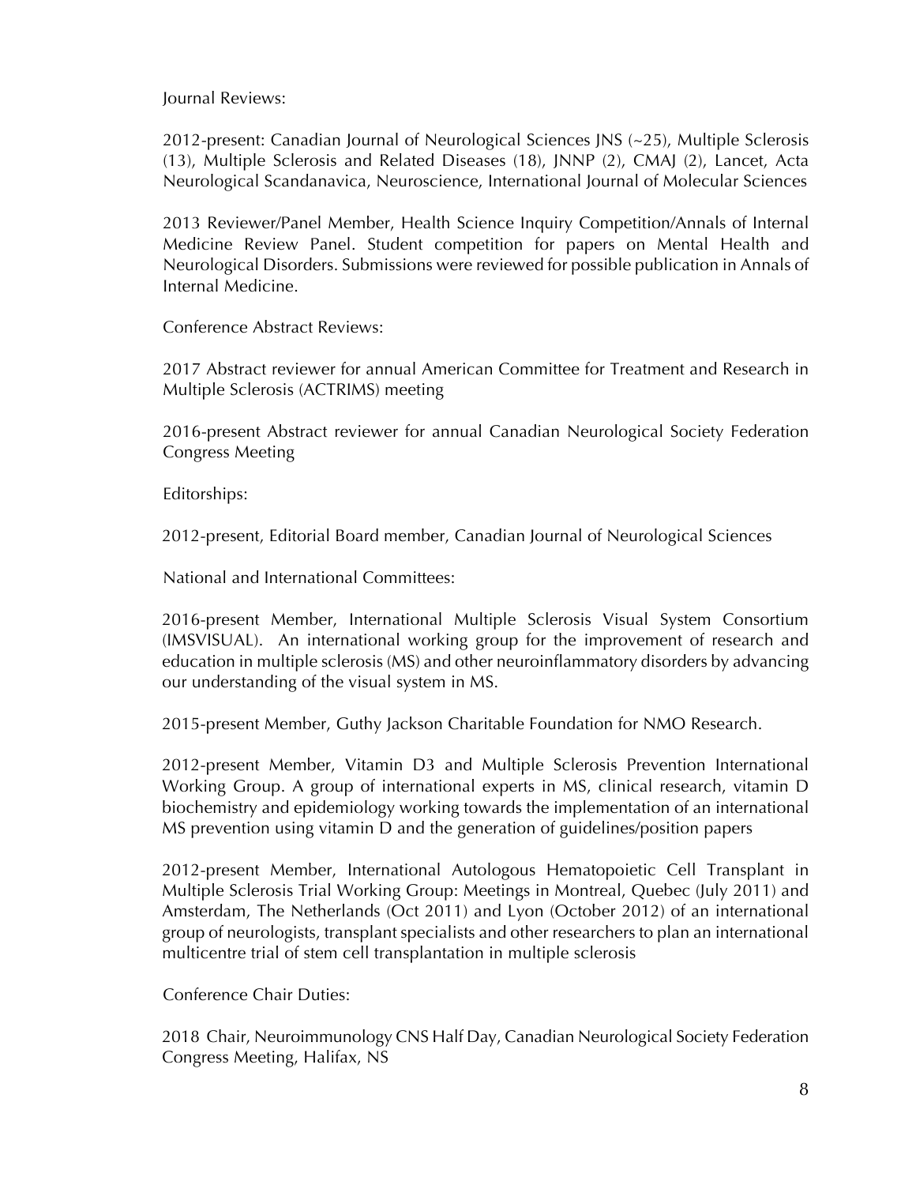Journal Reviews:

2012-present: Canadian Journal of Neurological Sciences JNS (~25), Multiple Sclerosis (13), Multiple Sclerosis and Related Diseases (18), JNNP (2), CMAJ (2), Lancet, Acta Neurological Scandanavica, Neuroscience, International Journal of Molecular Sciences

2013 Reviewer/Panel Member, Health Science Inquiry Competition/Annals of Internal Medicine Review Panel. Student competition for papers on Mental Health and Neurological Disorders. Submissions were reviewed for possible publication in Annals of Internal Medicine.

Conference Abstract Reviews:

2017 Abstract reviewer for annual American Committee for Treatment and Research in Multiple Sclerosis (ACTRIMS) meeting

2016-present Abstract reviewer for annual Canadian Neurological Society Federation Congress Meeting

Editorships:

2012-present, Editorial Board member, Canadian Journal of Neurological Sciences

National and International Committees:

2016-present Member, International Multiple Sclerosis Visual System Consortium (IMSVISUAL). An international working group for the improvement of research and education in multiple sclerosis (MS) and other neuroinflammatory disorders by advancing our understanding of the visual system in MS.

2015-present Member, Guthy Jackson Charitable Foundation for NMO Research.

2012-present Member, Vitamin D3 and Multiple Sclerosis Prevention International Working Group. A group of international experts in MS, clinical research, vitamin D biochemistry and epidemiology working towards the implementation of an international MS prevention using vitamin D and the generation of guidelines/position papers

2012-present Member, International Autologous Hematopoietic Cell Transplant in Multiple Sclerosis Trial Working Group: Meetings in Montreal, Quebec (July 2011) and Amsterdam, The Netherlands (Oct 2011) and Lyon (October 2012) of an international group of neurologists, transplant specialists and other researchers to plan an international multicentre trial of stem cell transplantation in multiple sclerosis

Conference Chair Duties:

2018 Chair, Neuroimmunology CNS Half Day, Canadian Neurological Society Federation Congress Meeting, Halifax, NS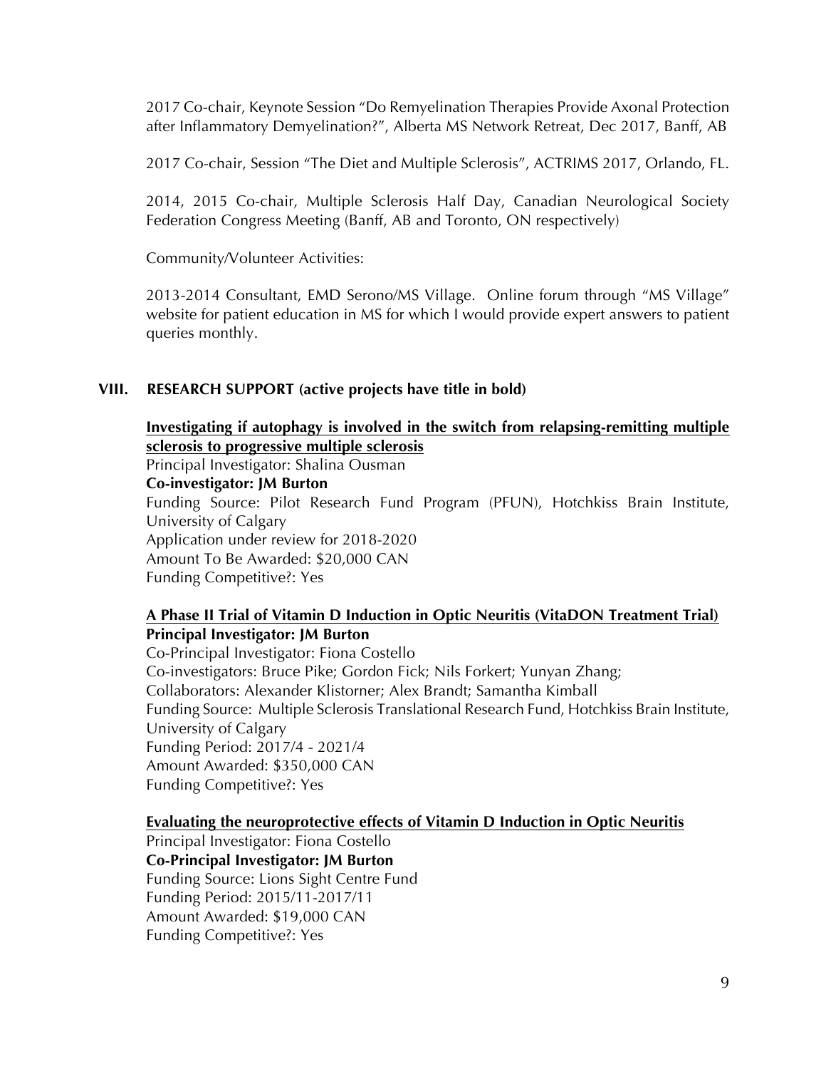2017 Co-chair, Keynote Session "Do Remyelination Therapies Provide Axonal Protection after Inflammatory Demyelination?", Alberta MS Network Retreat, Dec 2017, Banff, AB

2017 Co-chair, Session "The Diet and Multiple Sclerosis", ACTRIMS 2017, Orlando, FL.

2014, 2015 Co-chair, Multiple Sclerosis Half Day, Canadian Neurological Society Federation Congress Meeting (Banff, AB and Toronto, ON respectively)

Community/Volunteer Activities:

2013-2014 Consultant, EMD Serono/MS Village. Online forum through "MS Village" website for patient education in MS for which I would provide expert answers to patient queries monthly.

## VIII. RESEARCH SUPPORT (active projects have title in bold)

**Investigating if autophagy is involved in the switch from relapsing-remitting multiple sclerosis to progressive multiple sclerosis**
Principal Investigator: Shalina Ousman
**Co-investigator: JM Burton**
Funding Source: Pilot Research Fund Program (PFUN), Hotchkiss Brain Institute, University of Calgary
Application under review for 2018-2020
Amount To Be Awarded: $20,000 CAN
Funding Competitive?: Yes

**A Phase II Trial of Vitamin D Induction in Optic Neuritis (VitaDON Treatment Trial)**
**Principal Investigator: JM Burton**
Co-Principal Investigator: Fiona Costello
Co-investigators: Bruce Pike; Gordon Fick; Nils Forkert; Yunyan Zhang;
Collaborators: Alexander Klistorner; Alex Brandt; Samantha Kimball
Funding Source: Multiple Sclerosis Translational Research Fund, Hotchkiss Brain Institute, University of Calgary
Funding Period: 2017/4 - 2021/4
Amount Awarded: $350,000 CAN
Funding Competitive?: Yes

**Evaluating the neuroprotective effects of Vitamin D Induction in Optic Neuritis**
Principal Investigator: Fiona Costello
**Co-Principal Investigator: JM Burton**
Funding Source: Lions Sight Centre Fund
Funding Period: 2015/11-2017/11
Amount Awarded: $19,000 CAN
Funding Competitive?: Yes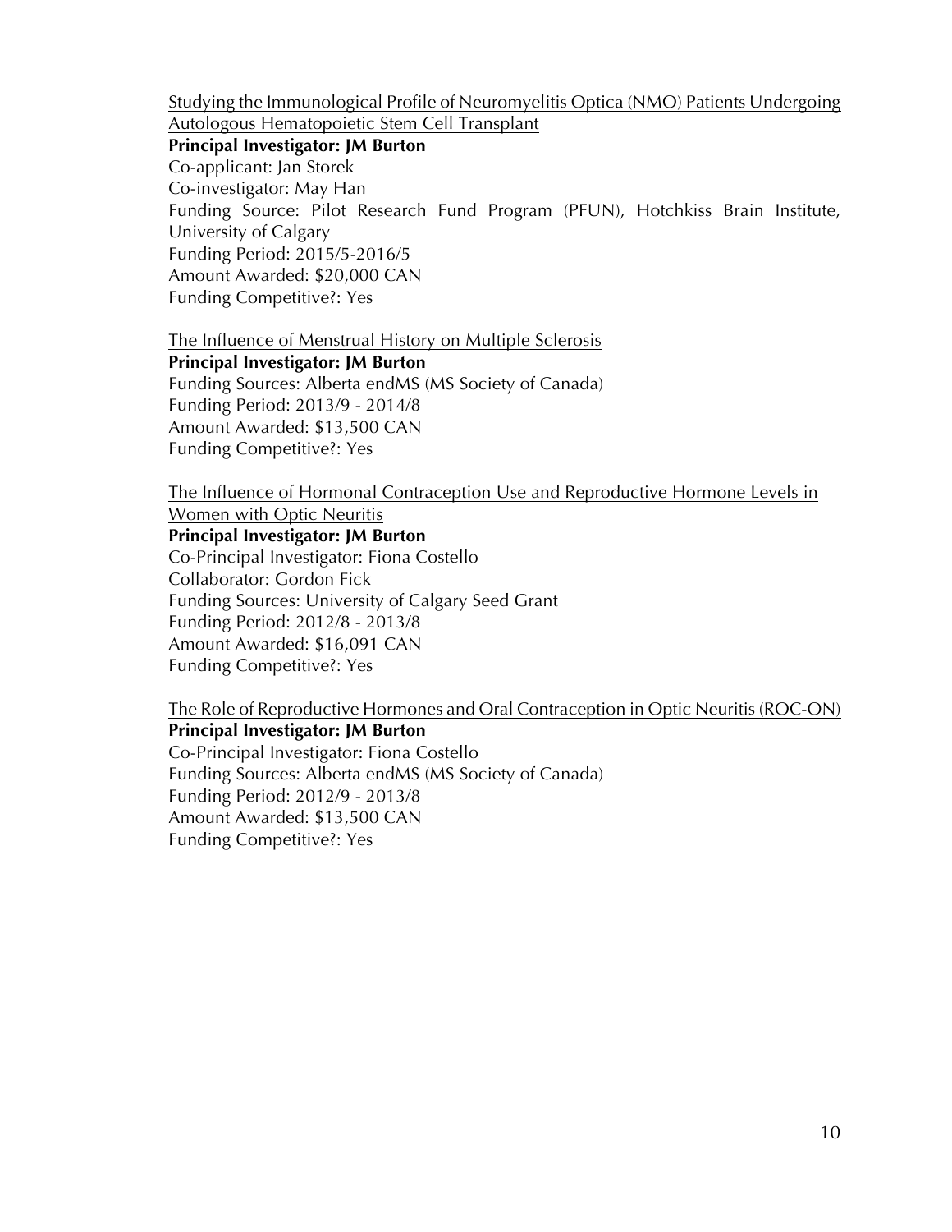<u>Studying the Immunological Profile of Neuromyelitis Optica (NMO) Patients Undergoing Autologous Hematopoietic Stem Cell Transplant</u>
**Principal Investigator: JM Burton**
Co-applicant: Jan Storek
Co-investigator: May Han
Funding Source: Pilot Research Fund Program (PFUN), Hotchkiss Brain Institute, University of Calgary
Funding Period: 2015/5-2016/5
Amount Awarded: $20,000 CAN
Funding Competitive?: Yes

<u>The Influence of Menstrual History on Multiple Sclerosis</u>
**Principal Investigator: JM Burton**
Funding Sources: Alberta endMS (MS Society of Canada)
Funding Period: 2013/9 - 2014/8
Amount Awarded: $13,500 CAN
Funding Competitive?: Yes

<u>The Influence of Hormonal Contraception Use and Reproductive Hormone Levels in Women with Optic Neuritis</u>
**Principal Investigator: JM Burton**
Co-Principal Investigator: Fiona Costello
Collaborator: Gordon Fick
Funding Sources: University of Calgary Seed Grant
Funding Period: 2012/8 - 2013/8
Amount Awarded: $16,091 CAN
Funding Competitive?: Yes

<u>The Role of Reproductive Hormones and Oral Contraception in Optic Neuritis (ROC-ON)</u>
**Principal Investigator: JM Burton**
Co-Principal Investigator: Fiona Costello
Funding Sources: Alberta endMS (MS Society of Canada)
Funding Period: 2012/9 - 2013/8
Amount Awarded: $13,500 CAN
Funding Competitive?: Yes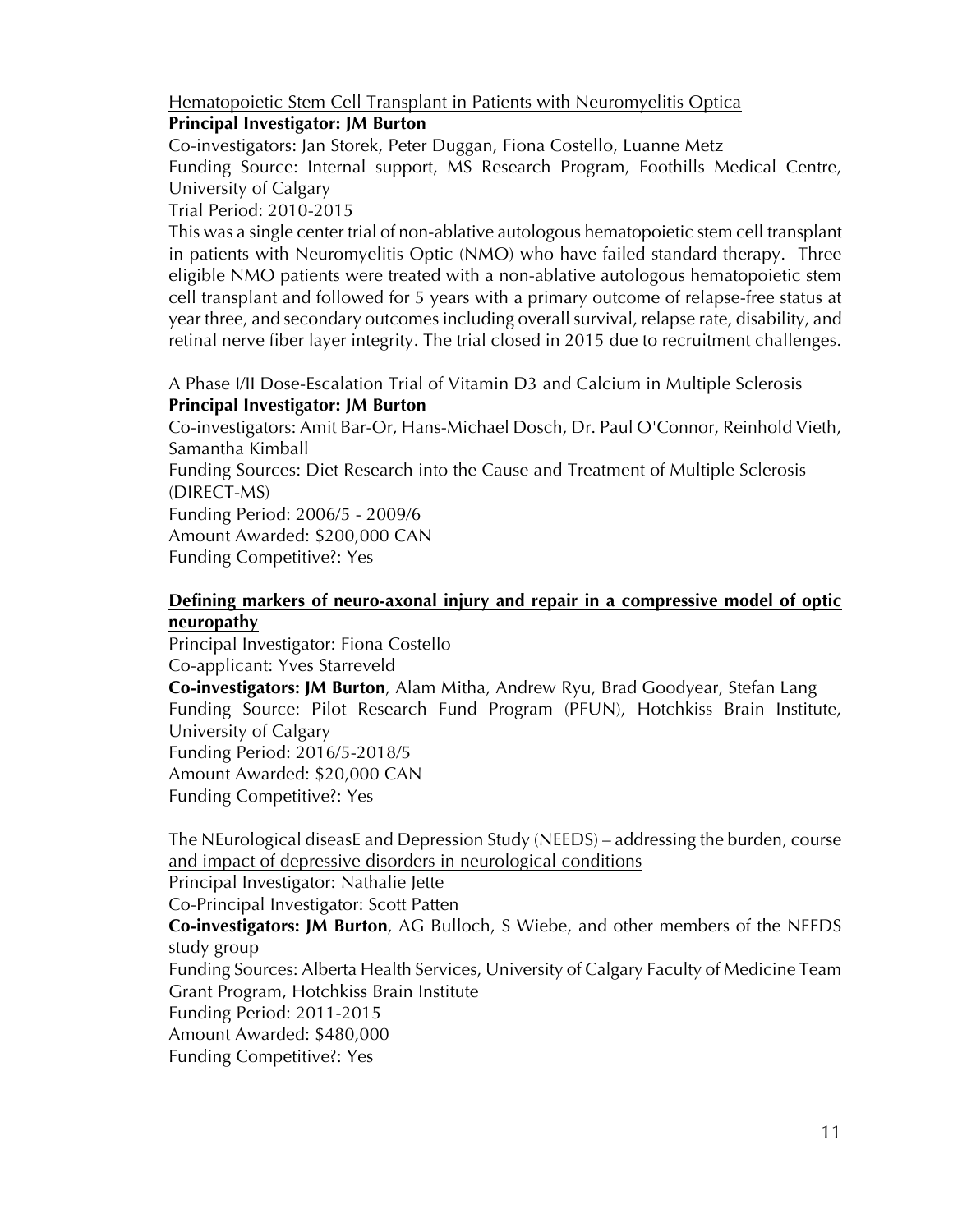<u>Hematopoietic Stem Cell Transplant in Patients with Neuromyelitis Optica</u>
**Principal Investigator: JM Burton**
Co-investigators: Jan Storek, Peter Duggan, Fiona Costello, Luanne Metz
Funding Source: Internal support, MS Research Program, Foothills Medical Centre, University of Calgary
Trial Period: 2010-2015
This was a single center trial of non-ablative autologous hematopoietic stem cell transplant in patients with Neuromyelitis Optic (NMO) who have failed standard therapy. Three eligible NMO patients were treated with a non-ablative autologous hematopoietic stem cell transplant and followed for 5 years with a primary outcome of relapse-free status at year three, and secondary outcomes including overall survival, relapse rate, disability, and retinal nerve fiber layer integrity. The trial closed in 2015 due to recruitment challenges.

<u>A Phase I/II Dose-Escalation Trial of Vitamin D3 and Calcium in Multiple Sclerosis</u>
**Principal Investigator: JM Burton**
Co-investigators: Amit Bar-Or, Hans-Michael Dosch, Dr. Paul O'Connor, Reinhold Vieth, Samantha Kimball
Funding Sources: Diet Research into the Cause and Treatment of Multiple Sclerosis (DIRECT-MS)
Funding Period: 2006/5 - 2009/6
Amount Awarded: $200,000 CAN
Funding Competitive?: Yes

**<u>Defining markers of neuro-axonal injury and repair in a compressive model of optic neuropathy</u>**
Principal Investigator: Fiona Costello
Co-applicant: Yves Starreveld
**Co-investigators: JM Burton**, Alam Mitha, Andrew Ryu, Brad Goodyear, Stefan Lang
Funding Source: Pilot Research Fund Program (PFUN), Hotchkiss Brain Institute, University of Calgary
Funding Period: 2016/5-2018/5
Amount Awarded: $20,000 CAN
Funding Competitive?: Yes

<u>The NEurological diseasE and Depression Study (NEEDS) – addressing the burden, course and impact of depressive disorders in neurological conditions</u>
Principal Investigator: Nathalie Jette
Co-Principal Investigator: Scott Patten
**Co-investigators: JM Burton**, AG Bulloch, S Wiebe, and other members of the NEEDS study group
Funding Sources: Alberta Health Services, University of Calgary Faculty of Medicine Team Grant Program, Hotchkiss Brain Institute
Funding Period: 2011-2015
Amount Awarded: $480,000
Funding Competitive?: Yes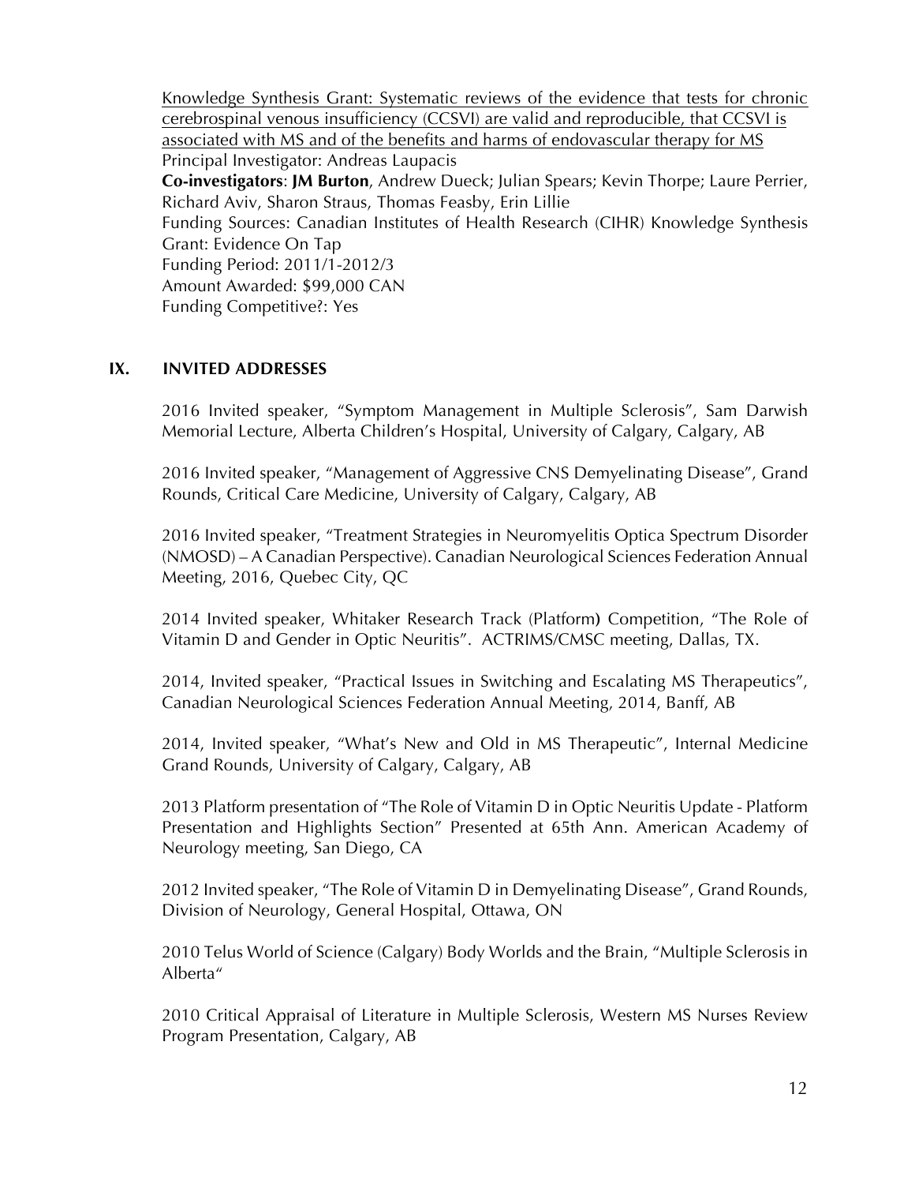<u>Knowledge Synthesis Grant: Systematic reviews of the evidence that tests for chronic cerebrospinal venous insufficiency (CCSVI) are valid and reproducible, that CCSVI is associated with MS and of the benefits and harms of endovascular therapy for MS</u>
Principal Investigator: Andreas Laupacis
**Co-investigators**: **JM Burton**, Andrew Dueck; Julian Spears; Kevin Thorpe; Laure Perrier, Richard Aviv, Sharon Straus, Thomas Feasby, Erin Lillie
Funding Sources: Canadian Institutes of Health Research (CIHR) Knowledge Synthesis Grant: Evidence On Tap
Funding Period: 2011/1-2012/3
Amount Awarded: $99,000 CAN
Funding Competitive?: Yes

## IX. INVITED ADDRESSES

2016 Invited speaker, "Symptom Management in Multiple Sclerosis", Sam Darwish Memorial Lecture, Alberta Children's Hospital, University of Calgary, Calgary, AB

2016 Invited speaker, "Management of Aggressive CNS Demyelinating Disease", Grand Rounds, Critical Care Medicine, University of Calgary, Calgary, AB

2016 Invited speaker, "Treatment Strategies in Neuromyelitis Optica Spectrum Disorder (NMOSD) – A Canadian Perspective). Canadian Neurological Sciences Federation Annual Meeting, 2016, Quebec City, QC

2014 Invited speaker, Whitaker Research Track (Platform**)** Competition, "The Role of Vitamin D and Gender in Optic Neuritis". ACTRIMS/CMSC meeting, Dallas, TX.

2014, Invited speaker, "Practical Issues in Switching and Escalating MS Therapeutics", Canadian Neurological Sciences Federation Annual Meeting, 2014, Banff, AB

2014, Invited speaker, "What's New and Old in MS Therapeutic", Internal Medicine Grand Rounds, University of Calgary, Calgary, AB

2013 Platform presentation of "The Role of Vitamin D in Optic Neuritis Update - Platform Presentation and Highlights Section" Presented at 65th Ann. American Academy of Neurology meeting, San Diego, CA

2012 Invited speaker, "The Role of Vitamin D in Demyelinating Disease", Grand Rounds, Division of Neurology, General Hospital, Ottawa, ON

2010 Telus World of Science (Calgary) Body Worlds and the Brain, "Multiple Sclerosis in Alberta"

2010 Critical Appraisal of Literature in Multiple Sclerosis, Western MS Nurses Review Program Presentation, Calgary, AB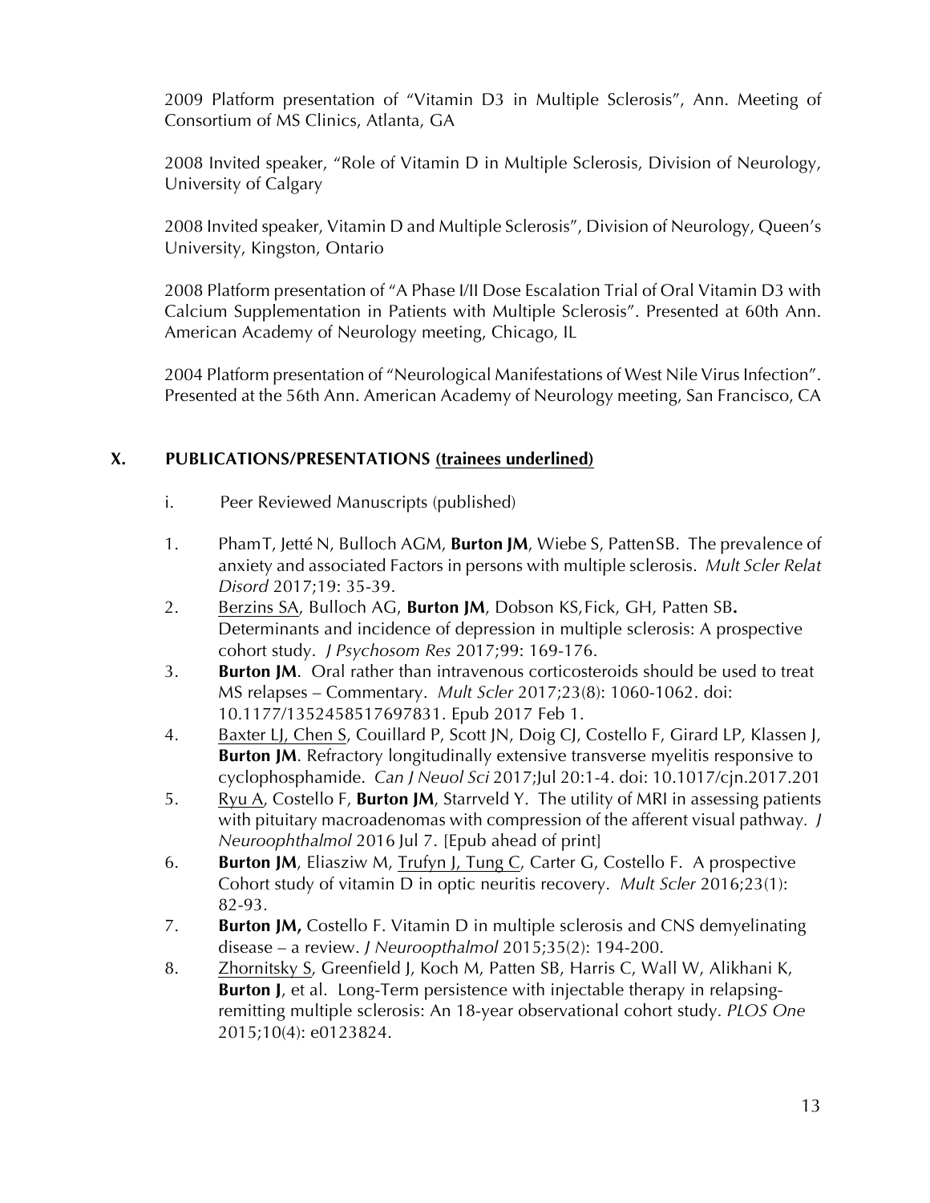2009 Platform presentation of "Vitamin D3 in Multiple Sclerosis", Ann. Meeting of Consortium of MS Clinics, Atlanta, GA

2008 Invited speaker, "Role of Vitamin D in Multiple Sclerosis, Division of Neurology, University of Calgary

2008 Invited speaker, Vitamin D and Multiple Sclerosis", Division of Neurology, Queen's University, Kingston, Ontario

2008 Platform presentation of "A Phase I/II Dose Escalation Trial of Oral Vitamin D3 with Calcium Supplementation in Patients with Multiple Sclerosis". Presented at 60th Ann. American Academy of Neurology meeting, Chicago, IL

2004 Platform presentation of "Neurological Manifestations of West Nile Virus Infection". Presented at the 56th Ann. American Academy of Neurology meeting, San Francisco, CA

## X. PUBLICATIONS/PRESENTATIONS <u>(trainees underlined)</u>

i. Peer Reviewed Manuscripts (published)

1. PhamT, Jetté N, Bulloch AGM, **Burton JM**, Wiebe S, PattenSB. The prevalence of anxiety and associated Factors in persons with multiple sclerosis. *Mult Scler Relat Disord* 2017;19: 35-39.
2. <u>Berzins SA</u>, Bulloch AG, **Burton JM**, Dobson KS, Fick, GH, Patten SB**.** Determinants and incidence of depression in multiple sclerosis: A prospective cohort study. *J Psychosom Res* 2017;99: 169-176.
3. **Burton JM**. Oral rather than intravenous corticosteroids should be used to treat MS relapses – Commentary. *Mult Scler* 2017;23(8): 1060-1062. doi: 10.1177/1352458517697831. Epub 2017 Feb 1.
4. <u>Baxter LJ, Chen S</u>, Couillard P, Scott JN, Doig CJ, Costello F, Girard LP, Klassen J, **Burton JM**. Refractory longitudinally extensive transverse myelitis responsive to cyclophosphamide. *Can J Neuol Sci* 2017;Jul 20:1-4. doi: 10.1017/cjn.2017.201
5. <u>Ryu A</u>, Costello F, **Burton JM**, Starrveld Y. The utility of MRI in assessing patients with pituitary macroadenomas with compression of the afferent visual pathway. *J Neuroophthalmol* 2016 Jul 7. [Epub ahead of print]
6. **Burton JM**, Eliasziw M, <u>Trufyn J, Tung C</u>, Carter G, Costello F. A prospective Cohort study of vitamin D in optic neuritis recovery. *Mult Scler* 2016;23(1): 82-93.
7. **Burton JM,** Costello F. Vitamin D in multiple sclerosis and CNS demyelinating disease – a review. *J Neuroopthalmol* 2015;35(2): 194-200.
8. <u>Zhornitsky S</u>, Greenfield J, Koch M, Patten SB, Harris C, Wall W, Alikhani K, **Burton J**, et al. Long-Term persistence with injectable therapy in relapsing-remitting multiple sclerosis: An 18-year observational cohort study. *PLOS One* 2015;10(4): e0123824.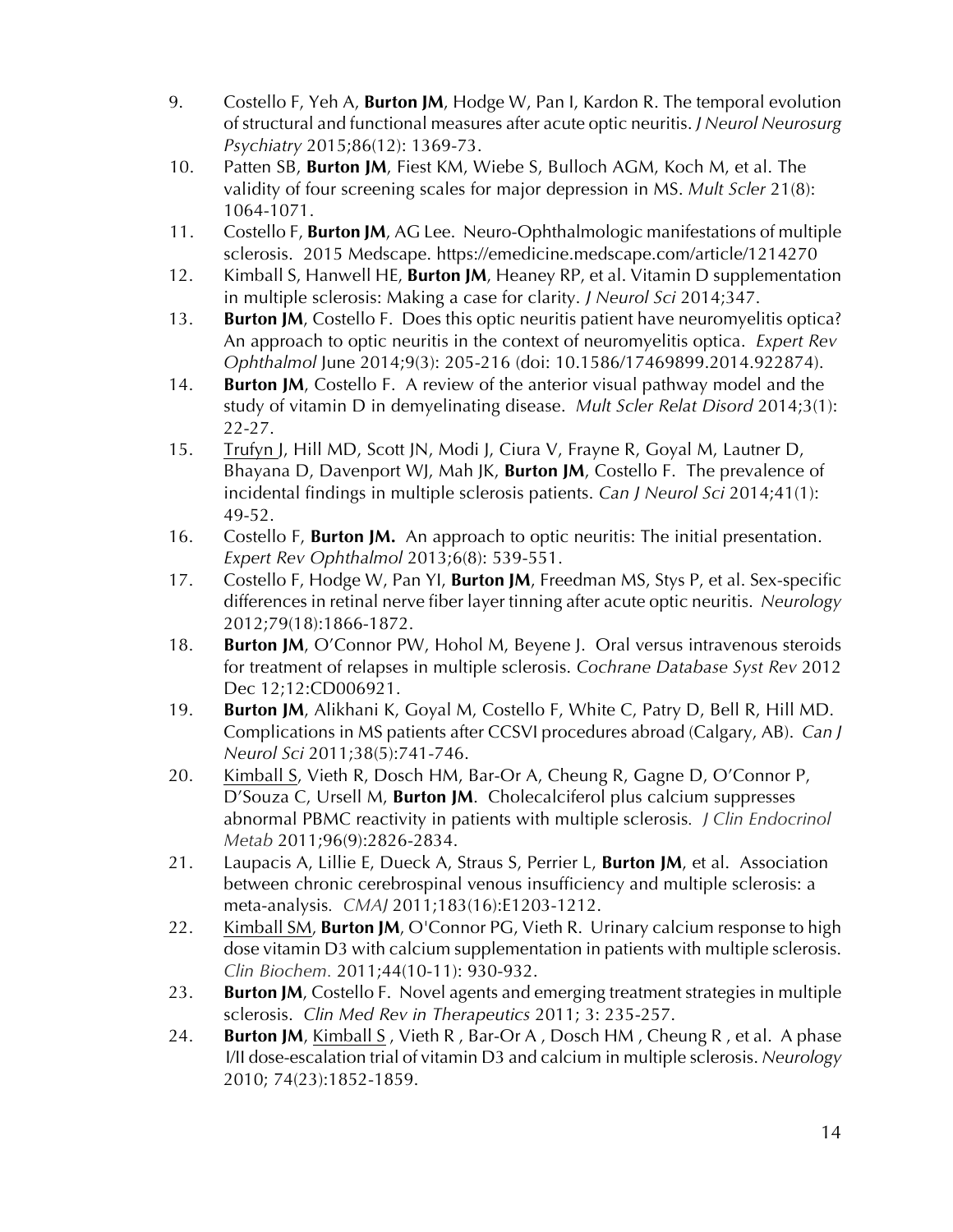9. Costello F, Yeh A, **Burton JM**, Hodge W, Pan I, Kardon R. The temporal evolution of structural and functional measures after acute optic neuritis. *J Neurol Neurosurg Psychiatry* 2015;86(12): 1369-73.
10. Patten SB, **Burton JM**, Fiest KM, Wiebe S, Bulloch AGM, Koch M, et al. The validity of four screening scales for major depression in MS. *Mult Scler* 21(8): 1064-1071.
11. Costello F, **Burton JM**, AG Lee. Neuro-Ophthalmologic manifestations of multiple sclerosis. 2015 Medscape. https://emedicine.medscape.com/article/1214270
12. Kimball S, Hanwell HE, **Burton JM**, Heaney RP, et al. Vitamin D supplementation in multiple sclerosis: Making a case for clarity. *J Neurol Sci* 2014;347.
13. **Burton JM**, Costello F. Does this optic neuritis patient have neuromyelitis optica? An approach to optic neuritis in the context of neuromyelitis optica. *Expert Rev Ophthalmol* June 2014;9(3): 205-216 (doi: 10.1586/17469899.2014.922874).
14. **Burton JM**, Costello F. A review of the anterior visual pathway model and the study of vitamin D in demyelinating disease. *Mult Scler Relat Disord* 2014;3(1): 22-27.
15. Trufyn J, Hill MD, Scott JN, Modi J, Ciura V, Frayne R, Goyal M, Lautner D, Bhayana D, Davenport WJ, Mah JK, **Burton JM**, Costello F. The prevalence of incidental findings in multiple sclerosis patients. *Can J Neurol Sci* 2014;41(1): 49-52.
16. Costello F, **Burton JM.** An approach to optic neuritis: The initial presentation. *Expert Rev Ophthalmol* 2013;6(8): 539-551.
17. Costello F, Hodge W, Pan YI, **Burton JM**, Freedman MS, Stys P, et al. Sex-specific differences in retinal nerve fiber layer tinning after acute optic neuritis. *Neurology* 2012;79(18):1866-1872.
18. **Burton JM**, O'Connor PW, Hohol M, Beyene J. Oral versus intravenous steroids for treatment of relapses in multiple sclerosis. *Cochrane Database Syst Rev* 2012 Dec 12;12:CD006921.
19. **Burton JM**, Alikhani K, Goyal M, Costello F, White C, Patry D, Bell R, Hill MD. Complications in MS patients after CCSVI procedures abroad (Calgary, AB). *Can J Neurol Sci* 2011;38(5):741-746.
20. Kimball S, Vieth R, Dosch HM, Bar-Or A, Cheung R, Gagne D, O'Connor P, D'Souza C, Ursell M, **Burton JM**. Cholecalciferol plus calcium suppresses abnormal PBMC reactivity in patients with multiple sclerosis. *J Clin Endocrinol Metab* 2011;96(9):2826-2834.
21. Laupacis A, Lillie E, Dueck A, Straus S, Perrier L, **Burton JM**, et al. Association between chronic cerebrospinal venous insufficiency and multiple sclerosis: a meta-analysis. *CMAJ* 2011;183(16):E1203-1212.
22. Kimball SM, **Burton JM**, O'Connor PG, Vieth R. Urinary calcium response to high dose vitamin D3 with calcium supplementation in patients with multiple sclerosis. *Clin Biochem.* 2011;44(10-11): 930-932.
23. **Burton JM**, Costello F. Novel agents and emerging treatment strategies in multiple sclerosis. *Clin Med Rev in Therapeutics* 2011; 3: 235-257.
24. **Burton JM**, Kimball S , Vieth R , Bar-Or A , Dosch HM , Cheung R , et al. A phase I/II dose-escalation trial of vitamin D3 and calcium in multiple sclerosis. *Neurology* 2010; 74(23):1852-1859.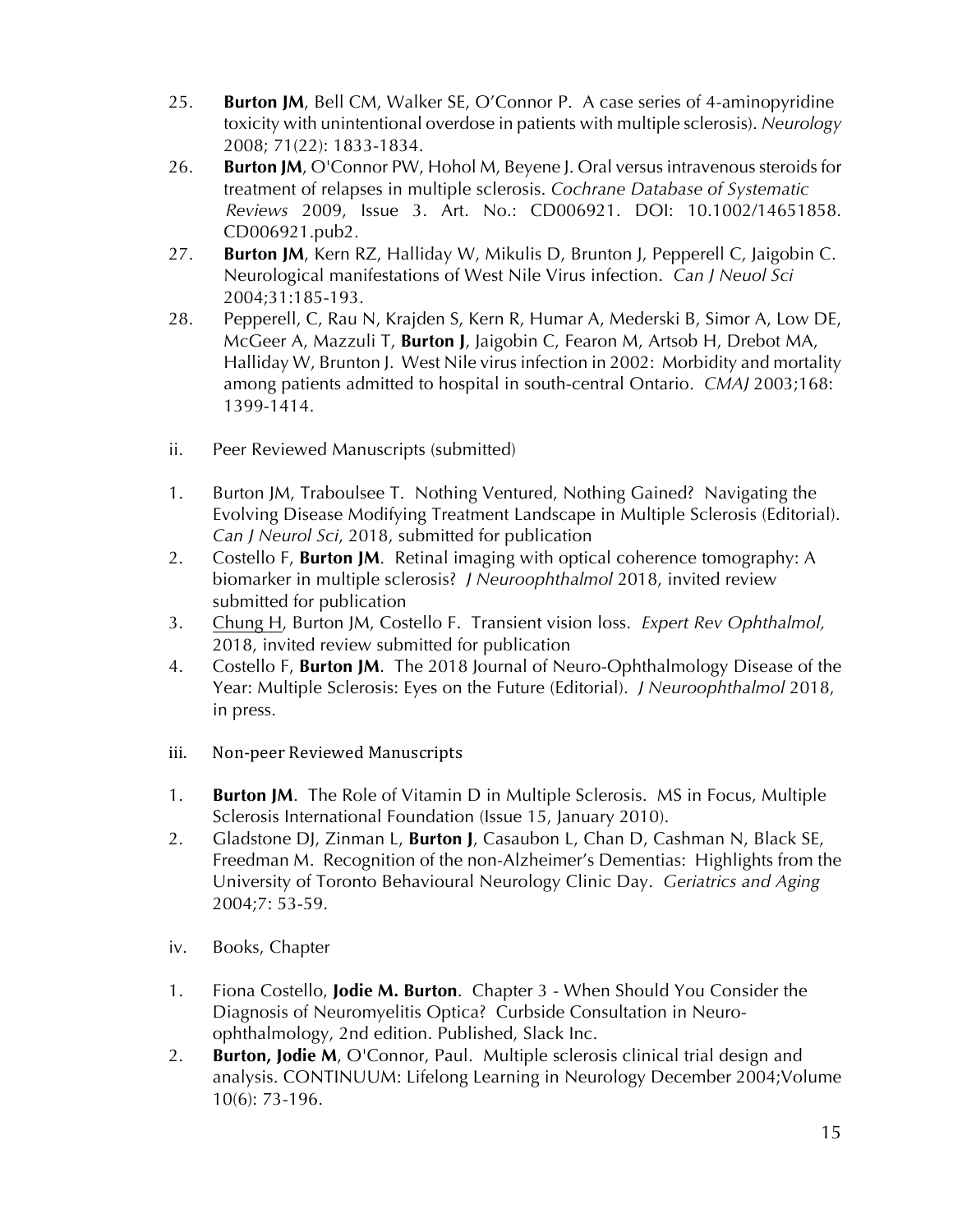25. **Burton JM**, Bell CM, Walker SE, O'Connor P. A case series of 4-aminopyridine toxicity with unintentional overdose in patients with multiple sclerosis). *Neurology* 2008; 71(22): 1833-1834.
26. **Burton JM**, O'Connor PW, Hohol M, Beyene J. Oral versus intravenous steroids for treatment of relapses in multiple sclerosis. *Cochrane Database of Systematic Reviews* 2009, Issue 3. Art. No.: CD006921. DOI: 10.1002/14651858. CD006921.pub2.
27. **Burton JM**, Kern RZ, Halliday W, Mikulis D, Brunton J, Pepperell C, Jaigobin C. Neurological manifestations of West Nile Virus infection. *Can J Neuol Sci* 2004;31:185-193.
28. Pepperell, C, Rau N, Krajden S, Kern R, Humar A, Mederski B, Simor A, Low DE, McGeer A, Mazzuli T, **Burton J**, Jaigobin C, Fearon M, Artsob H, Drebot MA, Halliday W, Brunton J. West Nile virus infection in 2002: Morbidity and mortality among patients admitted to hospital in south-central Ontario. *CMAJ* 2003;168: 1399-1414.

ii. Peer Reviewed Manuscripts (submitted)

1. Burton JM, Traboulsee T. Nothing Ventured, Nothing Gained? Navigating the Evolving Disease Modifying Treatment Landscape in Multiple Sclerosis (Editorial). *Can J Neurol Sci*, 2018, submitted for publication
2. Costello F, **Burton JM**. Retinal imaging with optical coherence tomography: A biomarker in multiple sclerosis? *J Neuroophthalmol* 2018, invited review submitted for publication
3. Chung H, Burton JM, Costello F. Transient vision loss. *Expert Rev Ophthalmol,* 2018, invited review submitted for publication
4. Costello F, **Burton JM**. The 2018 Journal of Neuro-Ophthalmology Disease of the Year: Multiple Sclerosis: Eyes on the Future (Editorial). *J Neuroophthalmol* 2018, in press.

iii. Non-peer Reviewed Manuscripts

1. **Burton JM**. The Role of Vitamin D in Multiple Sclerosis. MS in Focus, Multiple Sclerosis International Foundation (Issue 15, January 2010).
2. Gladstone DJ, Zinman L, **Burton J**, Casaubon L, Chan D, Cashman N, Black SE, Freedman M. Recognition of the non-Alzheimer's Dementias: Highlights from the University of Toronto Behavioural Neurology Clinic Day. *Geriatrics and Aging* 2004;7: 53-59.

iv. Books, Chapter

1. Fiona Costello, **Jodie M. Burton**. Chapter 3 - When Should You Consider the Diagnosis of Neuromyelitis Optica? Curbside Consultation in Neuro-ophthalmology, 2nd edition. Published, Slack Inc.
2. **Burton, Jodie M**, O'Connor, Paul. Multiple sclerosis clinical trial design and analysis. CONTINUUM: Lifelong Learning in Neurology December 2004;Volume 10(6): 73-196.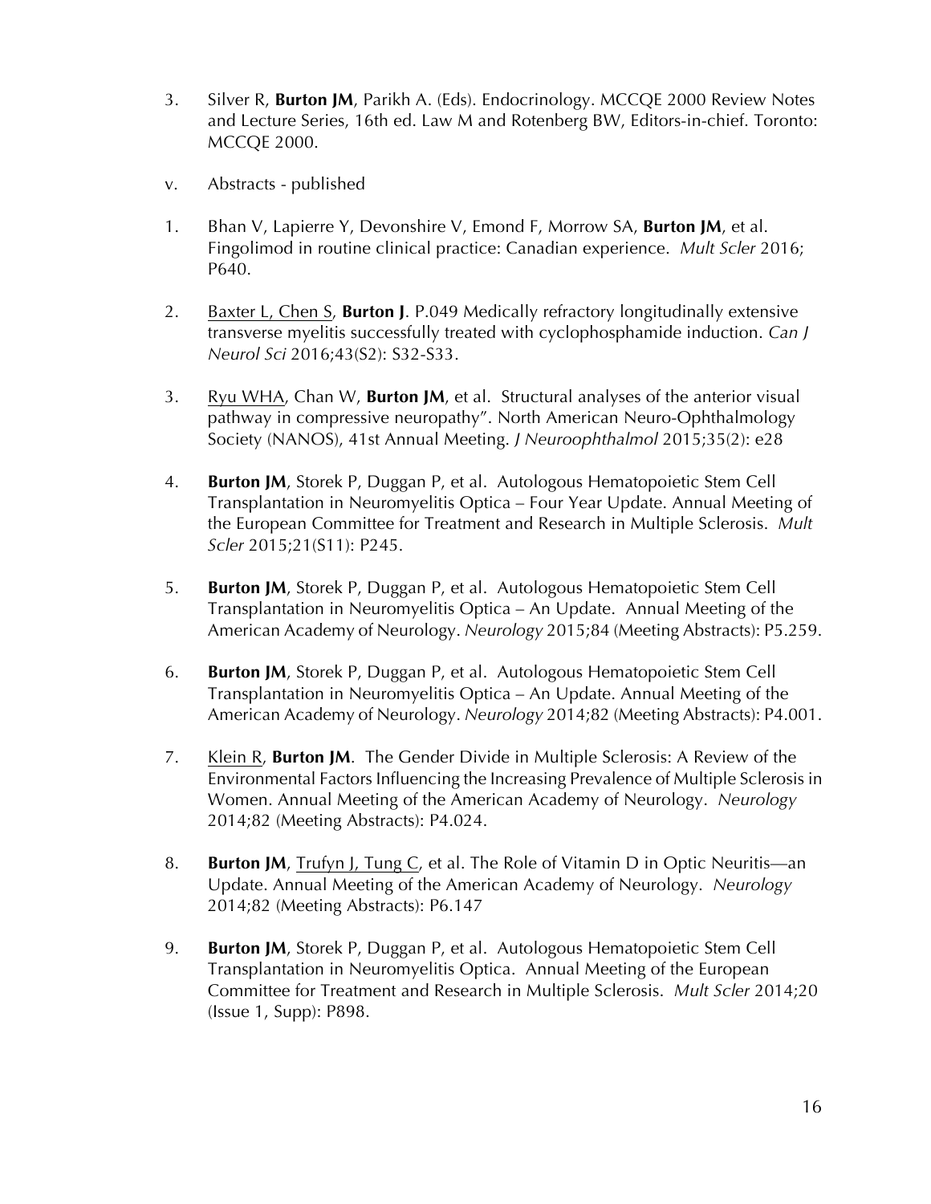3. Silver R, **Burton JM**, Parikh A. (Eds). Endocrinology. MCCQE 2000 Review Notes and Lecture Series, 16th ed. Law M and Rotenberg BW, Editors-in-chief. Toronto: MCCQE 2000.

v. Abstracts - published

1. Bhan V, Lapierre Y, Devonshire V, Emond F, Morrow SA, **Burton JM**, et al. Fingolimod in routine clinical practice: Canadian experience. *Mult Scler* 2016; P640.

2. Baxter L, Chen S, **Burton J**. P.049 Medically refractory longitudinally extensive transverse myelitis successfully treated with cyclophosphamide induction. *Can J Neurol Sci* 2016;43(S2): S32-S33.

3. Ryu WHA, Chan W, **Burton JM**, et al. Structural analyses of the anterior visual pathway in compressive neuropathy". North American Neuro-Ophthalmology Society (NANOS), 41st Annual Meeting. *J Neuroophthalmol* 2015;35(2): e28

4. **Burton JM**, Storek P, Duggan P, et al. Autologous Hematopoietic Stem Cell Transplantation in Neuromyelitis Optica – Four Year Update. Annual Meeting of the European Committee for Treatment and Research in Multiple Sclerosis. *Mult Scler* 2015;21(S11): P245.

5. **Burton JM**, Storek P, Duggan P, et al. Autologous Hematopoietic Stem Cell Transplantation in Neuromyelitis Optica – An Update. Annual Meeting of the American Academy of Neurology. *Neurology* 2015;84 (Meeting Abstracts): P5.259.

6. **Burton JM**, Storek P, Duggan P, et al. Autologous Hematopoietic Stem Cell Transplantation in Neuromyelitis Optica – An Update. Annual Meeting of the American Academy of Neurology. *Neurology* 2014;82 (Meeting Abstracts): P4.001.

7. Klein R, **Burton JM**. The Gender Divide in Multiple Sclerosis: A Review of the Environmental Factors Influencing the Increasing Prevalence of Multiple Sclerosis in Women. Annual Meeting of the American Academy of Neurology. *Neurology* 2014;82 (Meeting Abstracts): P4.024.

8. **Burton JM**, Trufyn J, Tung C, et al. The Role of Vitamin D in Optic Neuritis—an Update. Annual Meeting of the American Academy of Neurology. *Neurology* 2014;82 (Meeting Abstracts): P6.147

9. **Burton JM**, Storek P, Duggan P, et al. Autologous Hematopoietic Stem Cell Transplantation in Neuromyelitis Optica. Annual Meeting of the European Committee for Treatment and Research in Multiple Sclerosis. *Mult Scler* 2014;20 (Issue 1, Supp): P898.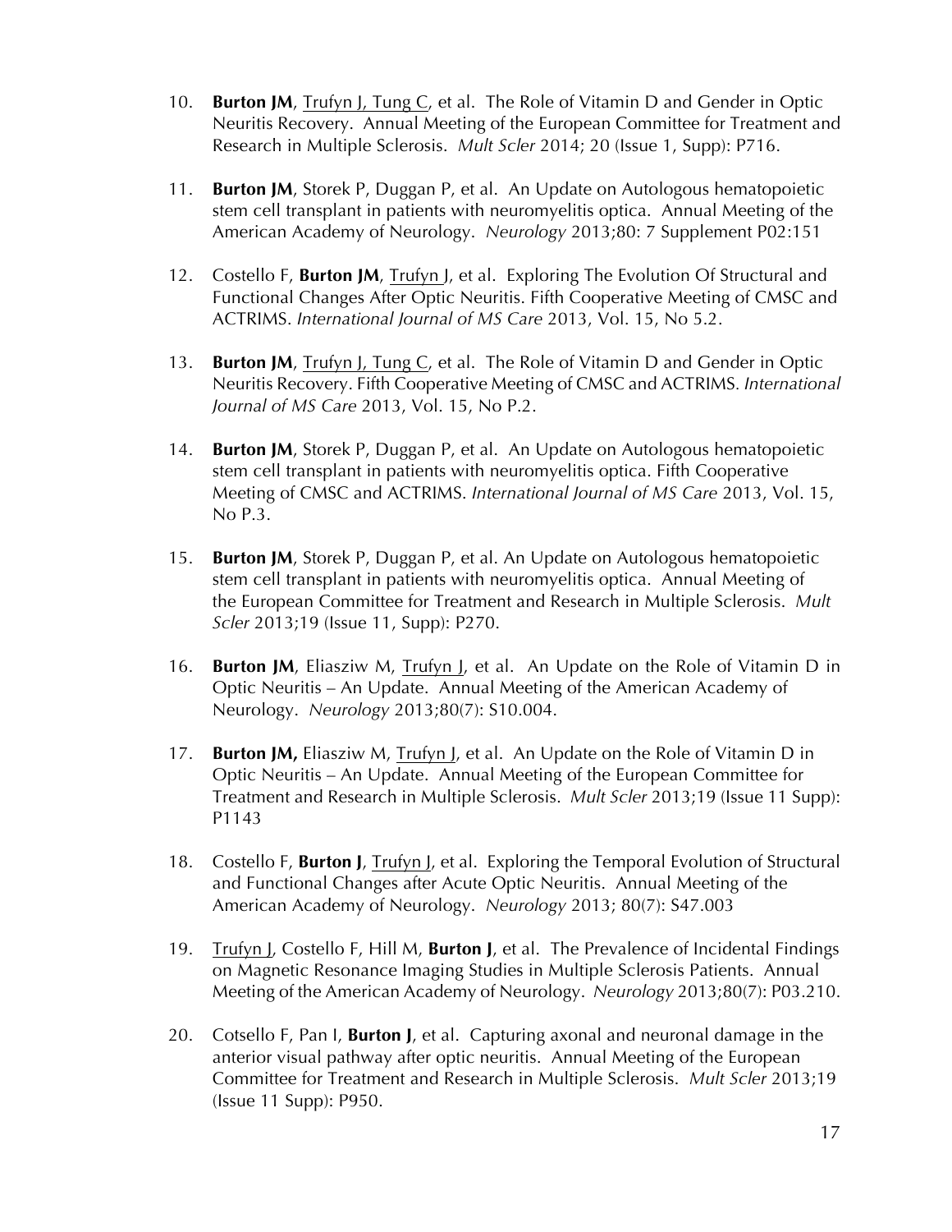10. **Burton JM**, Trufyn J, Tung C, et al. The Role of Vitamin D and Gender in Optic Neuritis Recovery. Annual Meeting of the European Committee for Treatment and Research in Multiple Sclerosis. *Mult Scler* 2014; 20 (Issue 1, Supp): P716.

11. **Burton JM**, Storek P, Duggan P, et al. An Update on Autologous hematopoietic stem cell transplant in patients with neuromyelitis optica. Annual Meeting of the American Academy of Neurology. *Neurology* 2013;80: 7 Supplement P02:151

12. Costello F, **Burton JM**, Trufyn J, et al. Exploring The Evolution Of Structural and Functional Changes After Optic Neuritis. Fifth Cooperative Meeting of CMSC and ACTRIMS. *International Journal of MS Care* 2013, Vol. 15, No 5.2.

13. **Burton JM**, Trufyn J, Tung C, et al. The Role of Vitamin D and Gender in Optic Neuritis Recovery. Fifth Cooperative Meeting of CMSC and ACTRIMS. *International Journal of MS Care* 2013, Vol. 15, No P.2.

14. **Burton JM**, Storek P, Duggan P, et al. An Update on Autologous hematopoietic stem cell transplant in patients with neuromyelitis optica. Fifth Cooperative Meeting of CMSC and ACTRIMS. *International Journal of MS Care* 2013, Vol. 15, No P.3.

15. **Burton JM**, Storek P, Duggan P, et al. An Update on Autologous hematopoietic stem cell transplant in patients with neuromyelitis optica. Annual Meeting of the European Committee for Treatment and Research in Multiple Sclerosis. *Mult Scler* 2013;19 (Issue 11, Supp): P270.

16. **Burton JM**, Eliasziw M, Trufyn J, et al. An Update on the Role of Vitamin D in Optic Neuritis – An Update. Annual Meeting of the American Academy of Neurology. *Neurology* 2013;80(7): S10.004.

17. **Burton JM,** Eliasziw M, Trufyn J, et al. An Update on the Role of Vitamin D in Optic Neuritis – An Update. Annual Meeting of the European Committee for Treatment and Research in Multiple Sclerosis. *Mult Scler* 2013;19 (Issue 11 Supp): P1143

18. Costello F, **Burton J**, Trufyn J, et al. Exploring the Temporal Evolution of Structural and Functional Changes after Acute Optic Neuritis. Annual Meeting of the American Academy of Neurology. *Neurology* 2013; 80(7): S47.003

19. Trufyn J, Costello F, Hill M, **Burton J**, et al. The Prevalence of Incidental Findings on Magnetic Resonance Imaging Studies in Multiple Sclerosis Patients. Annual Meeting of the American Academy of Neurology. *Neurology* 2013;80(7): P03.210.

20. Cotsello F, Pan I, **Burton J**, et al. Capturing axonal and neuronal damage in the anterior visual pathway after optic neuritis. Annual Meeting of the European Committee for Treatment and Research in Multiple Sclerosis. *Mult Scler* 2013;19 (Issue 11 Supp): P950.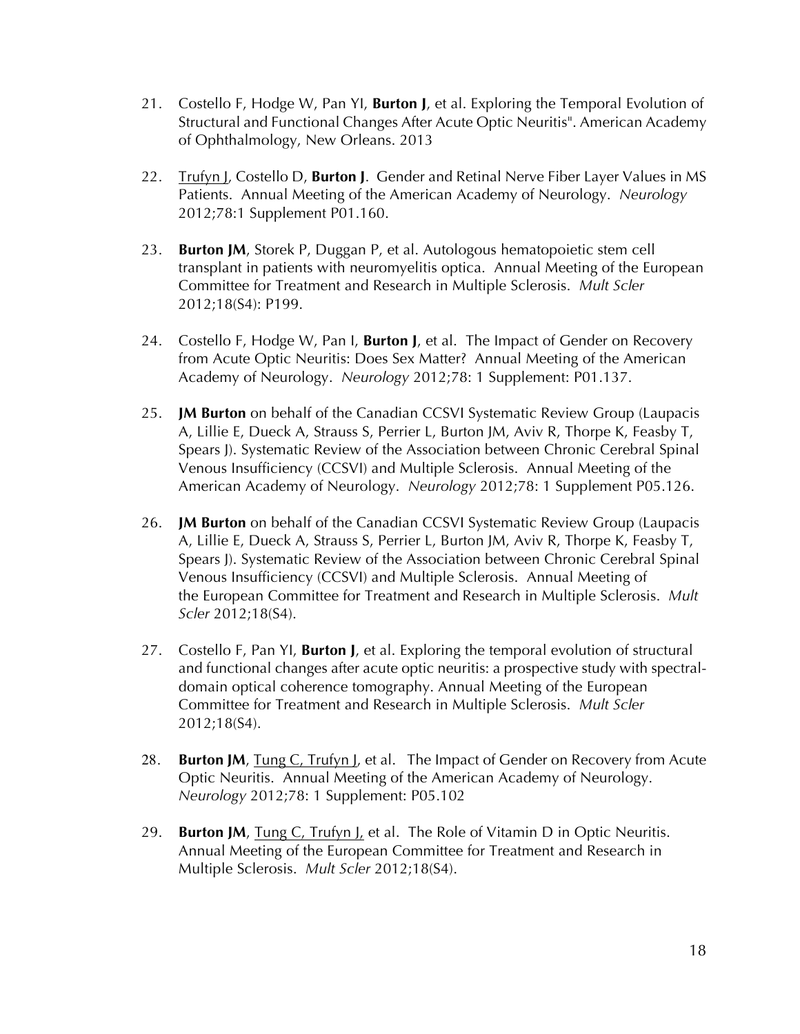21. Costello F, Hodge W, Pan YI, **Burton J**, et al. Exploring the Temporal Evolution of Structural and Functional Changes After Acute Optic Neuritis". American Academy of Ophthalmology, New Orleans. 2013

22. <u>Trufyn J</u>, Costello D, **Burton J**. Gender and Retinal Nerve Fiber Layer Values in MS Patients. Annual Meeting of the American Academy of Neurology. *Neurology* 2012;78:1 Supplement P01.160.

23. **Burton JM**, Storek P, Duggan P, et al. Autologous hematopoietic stem cell transplant in patients with neuromyelitis optica. Annual Meeting of the European Committee for Treatment and Research in Multiple Sclerosis. *Mult Scler* 2012;18(S4): P199.

24. Costello F, Hodge W, Pan I, **Burton J**, et al. The Impact of Gender on Recovery from Acute Optic Neuritis: Does Sex Matter? Annual Meeting of the American Academy of Neurology. *Neurology* 2012;78: 1 Supplement: P01.137.

25. **JM Burton** on behalf of the Canadian CCSVI Systematic Review Group (Laupacis A, Lillie E, Dueck A, Strauss S, Perrier L, Burton JM, Aviv R, Thorpe K, Feasby T, Spears J). Systematic Review of the Association between Chronic Cerebral Spinal Venous Insufficiency (CCSVI) and Multiple Sclerosis. Annual Meeting of the American Academy of Neurology. *Neurology* 2012;78: 1 Supplement P05.126.

26. **JM Burton** on behalf of the Canadian CCSVI Systematic Review Group (Laupacis A, Lillie E, Dueck A, Strauss S, Perrier L, Burton JM, Aviv R, Thorpe K, Feasby T, Spears J). Systematic Review of the Association between Chronic Cerebral Spinal Venous Insufficiency (CCSVI) and Multiple Sclerosis. Annual Meeting of the European Committee for Treatment and Research in Multiple Sclerosis. *Mult Scler* 2012;18(S4).

27. Costello F, Pan YI, **Burton J**, et al. Exploring the temporal evolution of structural and functional changes after acute optic neuritis: a prospective study with spectral-domain optical coherence tomography. Annual Meeting of the European Committee for Treatment and Research in Multiple Sclerosis. *Mult Scler* 2012;18(S4).

28. **Burton JM**, <u>Tung C, Trufyn J</u>, et al. The Impact of Gender on Recovery from Acute Optic Neuritis. Annual Meeting of the American Academy of Neurology. *Neurology* 2012;78: 1 Supplement: P05.102

29. **Burton JM**, <u>Tung C, Trufyn J</u>, et al. The Role of Vitamin D in Optic Neuritis. Annual Meeting of the European Committee for Treatment and Research in Multiple Sclerosis. *Mult Scler* 2012;18(S4).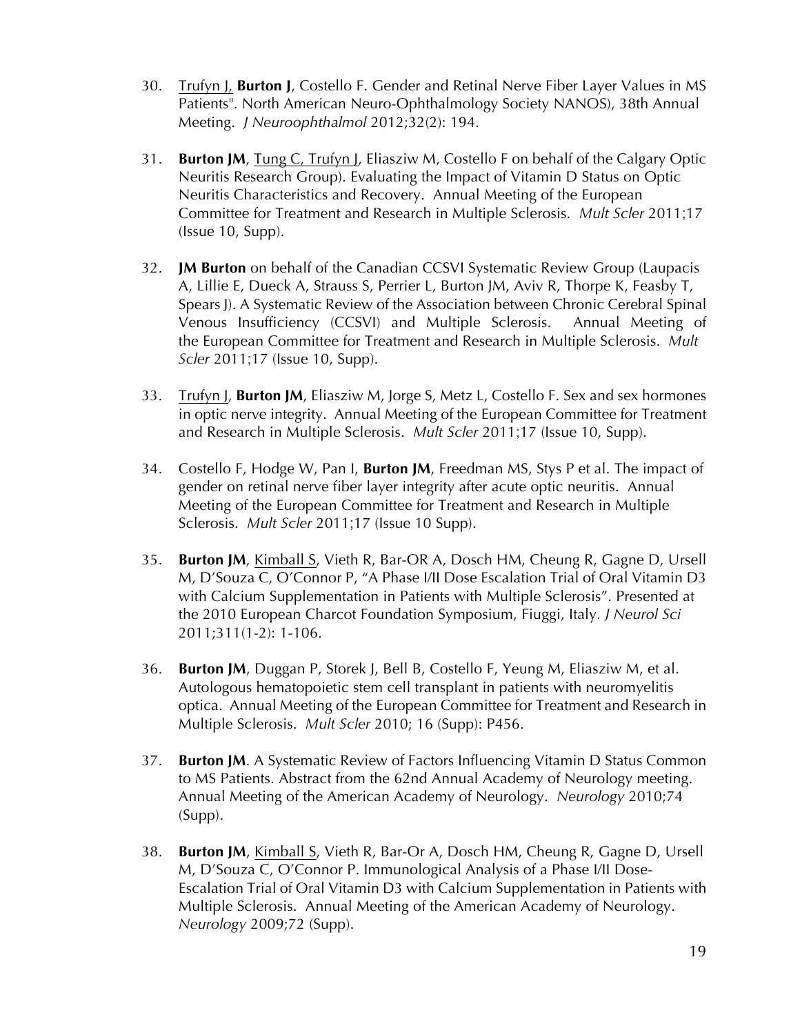30. <u>Trufyn J,</u> **Burton J**, Costello F. Gender and Retinal Nerve Fiber Layer Values in MS Patients". North American Neuro-Ophthalmology Society NANOS), 38th Annual Meeting. *J Neuroophthalmol* 2012;32(2): 194.

31. **Burton JM**, <u>Tung C, Trufyn J</u>, Eliasziw M, Costello F on behalf of the Calgary Optic Neuritis Research Group). Evaluating the Impact of Vitamin D Status on Optic Neuritis Characteristics and Recovery. Annual Meeting of the European Committee for Treatment and Research in Multiple Sclerosis. *Mult Scler* 2011;17 (Issue 10, Supp).

32. **JM Burton** on behalf of the Canadian CCSVI Systematic Review Group (Laupacis A, Lillie E, Dueck A, Strauss S, Perrier L, Burton JM, Aviv R, Thorpe K, Feasby T, Spears J). A Systematic Review of the Association between Chronic Cerebral Spinal Venous Insufficiency (CCSVI) and Multiple Sclerosis. Annual Meeting of the European Committee for Treatment and Research in Multiple Sclerosis. *Mult Scler* 2011;17 (Issue 10, Supp).

33. <u>Trufyn J</u>, **Burton JM**, Eliasziw M, Jorge S, Metz L, Costello F. Sex and sex hormones in optic nerve integrity. Annual Meeting of the European Committee for Treatment and Research in Multiple Sclerosis. *Mult Scler* 2011;17 (Issue 10, Supp).

34. Costello F, Hodge W, Pan I, **Burton JM**, Freedman MS, Stys P et al. The impact of gender on retinal nerve fiber layer integrity after acute optic neuritis. Annual Meeting of the European Committee for Treatment and Research in Multiple Sclerosis. *Mult Scler* 2011;17 (Issue 10 Supp).

35. **Burton JM**, <u>Kimball S</u>, Vieth R, Bar-OR A, Dosch HM, Cheung R, Gagne D, Ursell M, D'Souza C, O'Connor P, "A Phase I/II Dose Escalation Trial of Oral Vitamin D3 with Calcium Supplementation in Patients with Multiple Sclerosis". Presented at the 2010 European Charcot Foundation Symposium, Fiuggi, Italy. *J Neurol Sci* 2011;311(1-2): 1-106.

36. **Burton JM**, Duggan P, Storek J, Bell B, Costello F, Yeung M, Eliasziw M, et al. Autologous hematopoietic stem cell transplant in patients with neuromyelitis optica. Annual Meeting of the European Committee for Treatment and Research in Multiple Sclerosis. *Mult Scler* 2010; 16 (Supp): P456.

37. **Burton JM**. A Systematic Review of Factors Influencing Vitamin D Status Common to MS Patients. Abstract from the 62nd Annual Academy of Neurology meeting. Annual Meeting of the American Academy of Neurology. *Neurology* 2010;74 (Supp).

38. **Burton JM**, <u>Kimball S</u>, Vieth R, Bar-Or A, Dosch HM, Cheung R, Gagne D, Ursell M, D'Souza C, O'Connor P. Immunological Analysis of a Phase I/II Dose-Escalation Trial of Oral Vitamin D3 with Calcium Supplementation in Patients with Multiple Sclerosis. Annual Meeting of the American Academy of Neurology. *Neurology* 2009;72 (Supp).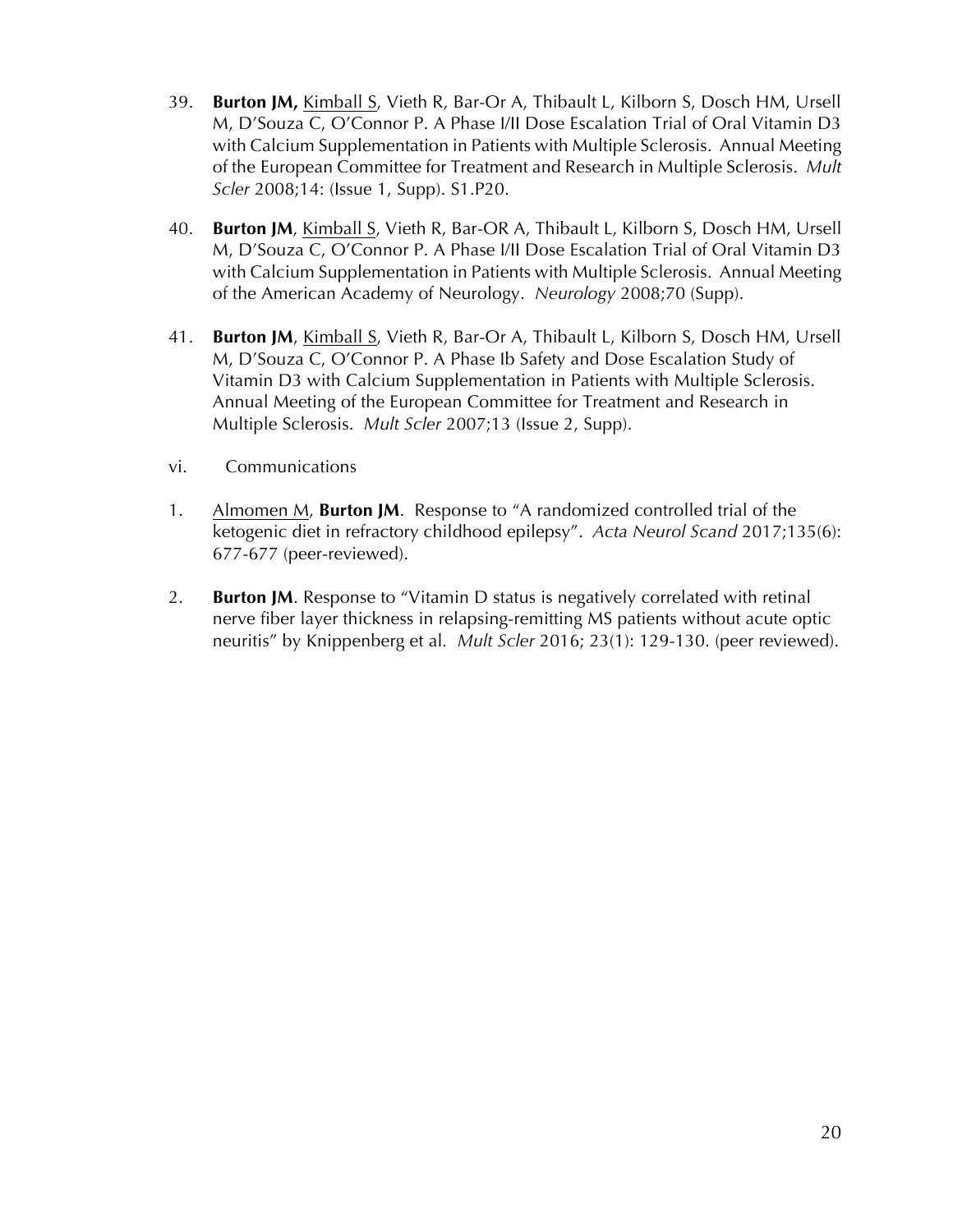39. **Burton JM,** Kimball S, Vieth R, Bar-Or A, Thibault L, Kilborn S, Dosch HM, Ursell M, D'Souza C, O'Connor P. A Phase I/II Dose Escalation Trial of Oral Vitamin D3 with Calcium Supplementation in Patients with Multiple Sclerosis. Annual Meeting of the European Committee for Treatment and Research in Multiple Sclerosis. *Mult Scler* 2008;14: (Issue 1, Supp). S1.P20.

40. **Burton JM**, Kimball S, Vieth R, Bar-OR A, Thibault L, Kilborn S, Dosch HM, Ursell M, D'Souza C, O'Connor P. A Phase I/II Dose Escalation Trial of Oral Vitamin D3 with Calcium Supplementation in Patients with Multiple Sclerosis. Annual Meeting of the American Academy of Neurology. *Neurology* 2008;70 (Supp).

41. **Burton JM**, Kimball S, Vieth R, Bar-Or A, Thibault L, Kilborn S, Dosch HM, Ursell M, D'Souza C, O'Connor P. A Phase Ib Safety and Dose Escalation Study of Vitamin D3 with Calcium Supplementation in Patients with Multiple Sclerosis. Annual Meeting of the European Committee for Treatment and Research in Multiple Sclerosis. *Mult Scler* 2007;13 (Issue 2, Supp).

vi. Communications

1. Almomen M, **Burton JM**. Response to "A randomized controlled trial of the ketogenic diet in refractory childhood epilepsy". *Acta Neurol Scand* 2017;135(6): 677-677 (peer-reviewed).

2. **Burton JM**. Response to "Vitamin D status is negatively correlated with retinal nerve fiber layer thickness in relapsing-remitting MS patients without acute optic neuritis" by Knippenberg et al. *Mult Scler* 2016; 23(1): 129-130. (peer reviewed).